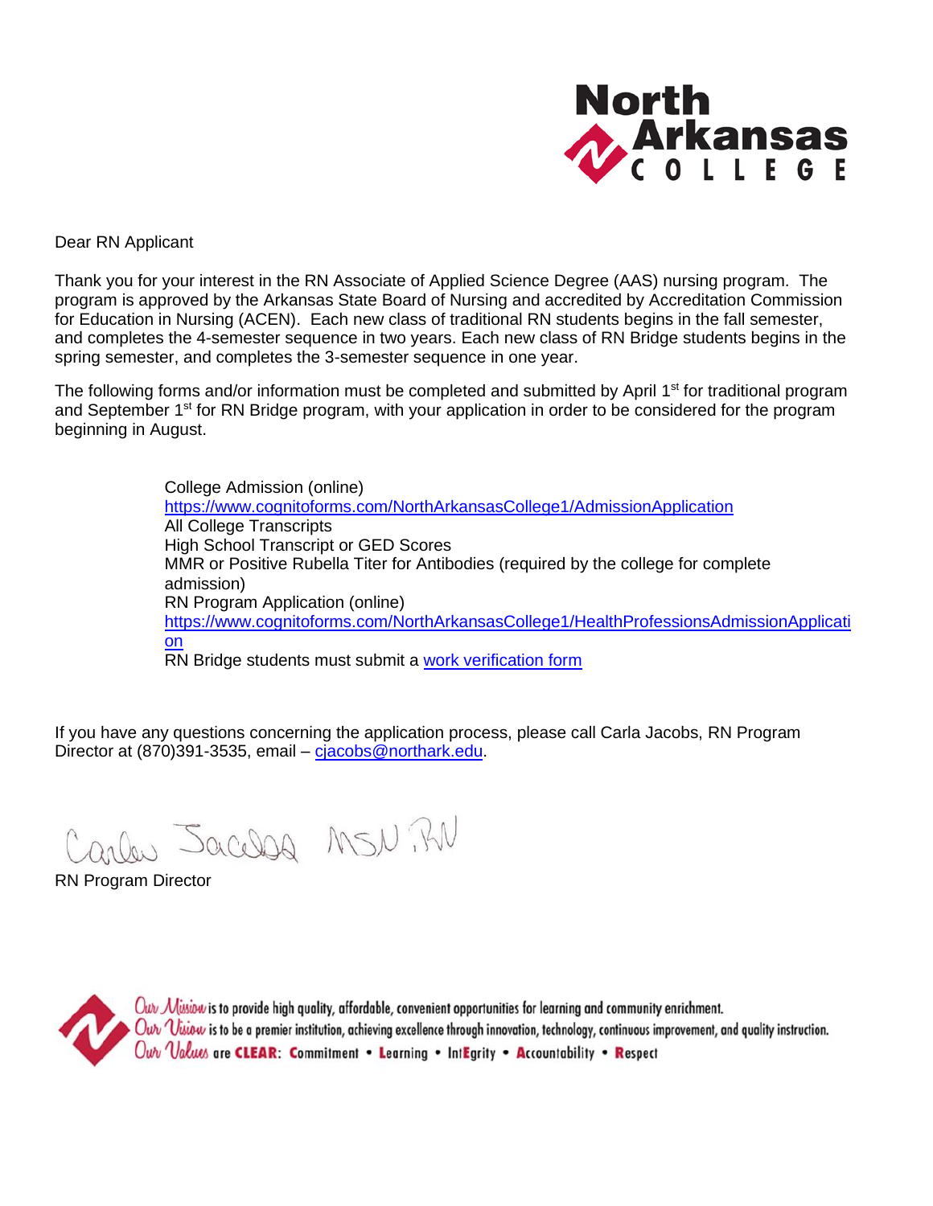Dear RN Applicant

Thank you for your interest in the RN Associate of Applied Science Degree (AAS) nursing program. The program is approved by the Arkansas State Board of Nursing and accredited by Accreditation Commission for Education in Nursing (ACEN). Each new class of traditional RN students begins in the fall semester, and completes the 4-semester sequence in two years. Each new class of RN Bridge students begins in the spring semester, and completes the 3-semester sequence in one year.

The following forms and/or information must be completed and submitted by April 1st for traditional program and September 1st for RN Bridge program, with your application in order to be considered for the program beginning in August.

College Admission (online)
https://www.cognitoforms.com/NorthArkansasCollege1/AdmissionApplication
All College Transcripts
High School Transcript or GED Scores
MMR or Positive Rubella Titer for Antibodies (required by the college for complete admission)
RN Program Application (online)
https://www.cognitoforms.com/NorthArkansasCollege1/HealthProfessionsAdmissionApplication
RN Bridge students must submit a work verification form

If you have any questions concerning the application process, please call Carla Jacobs, RN Program Director at (870)391-3535, email – cjacobs@northark.edu.

Carla Jacobs MSN, RN
RN Program Director

*Our Mission* is to provide high quality, affordable, convenient opportunities for learning and community enrichment.
*Our Vision* is to be a premier institution, achieving excellence through innovation, technology, continuous improvement, and quality instruction.
*Our Values* are **CLEAR**: **C**ommitment • **L**earning • Int**E**grity • **A**ccountability • **R**espect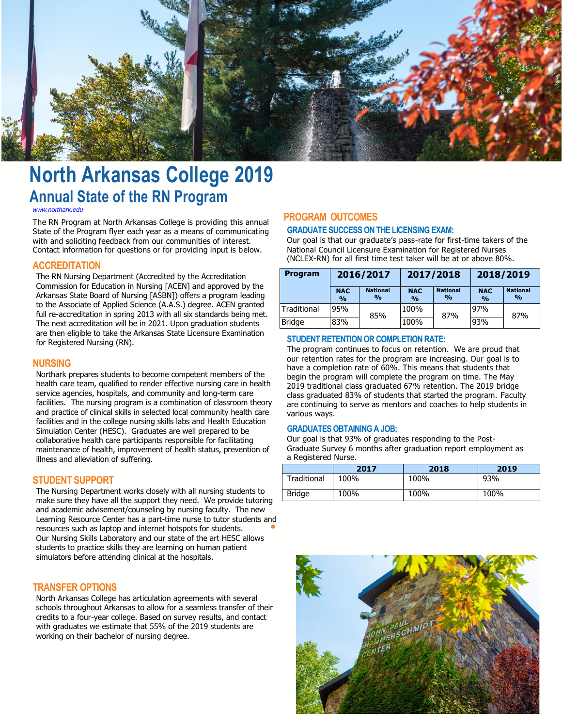# North Arkansas College 2019

## Annual State of the RN Program

www.northark.edu

The RN Program at North Arkansas College is providing this annual State of the Program flyer each year as a means of communicating with and soliciting feedback from our communities of interest. Contact information for questions or for providing input is below.

### ACCREDITATION

The RN Nursing Department (Accredited by the Accreditation Commission for Education in Nursing [ACEN] and approved by the Arkansas State Board of Nursing [ASBN]) offers a program leading to the Associate of Applied Science (A.A.S.) degree. ACEN granted full re-accreditation in spring 2013 with all six standards being met. The next accreditation will be in 2021. Upon graduation students are then eligible to take the Arkansas State Licensure Examination for Registered Nursing (RN).

### NURSING

Northark prepares students to become competent members of the health care team, qualified to render effective nursing care in health service agencies, hospitals, and community and long-term care facilities. The nursing program is a combination of classroom theory and practice of clinical skills in selected local community health care facilities and in the college nursing skills labs and Health Education Simulation Center (HESC). Graduates are well prepared to be collaborative health care participants responsible for facilitating maintenance of health, improvement of health status, prevention of illness and alleviation of suffering.

### STUDENT SUPPORT

The Nursing Department works closely with all nursing students to make sure they have all the support they need. We provide tutoring and academic advisement/counseling by nursing faculty. The new Learning Resource Center has a part-time nurse to tutor students and resources such as laptop and internet hotspots for students. Our Nursing Skills Laboratory and our state of the art HESC allows students to practice skills they are learning on human patient simulators before attending clinical at the hospitals.

### TRANSFER OPTIONS

North Arkansas College has articulation agreements with several schools throughout Arkansas to allow for a seamless transfer of their credits to a four-year college. Based on survey results, and contact with graduates we estimate that 55% of the 2019 students are working on their bachelor of nursing degree.

### PROGRAM OUTCOMES

#### GRADUATE SUCCESS ON THE LICENSING EXAM:

Our goal is that our graduate's pass-rate for first-time takers of the National Council Licensure Examination for Registered Nurses (NCLEX-RN) for all first time test taker will be at or above 80%.

| Program | 2016/2017 | | 2017/2018 | | 2018/2019 | |
|---|---|---|---|---|---|---|
| | NAC % | National % | NAC % | National % | NAC % | National % |
| Traditional | 95% | 85% | 100% | 87% | 97% | 87% |
| Bridge | 83% | | 100% | | 93% | |

#### STUDENT RETENTION OR COMPLETION RATE:

The program continues to focus on retention. We are proud that our retention rates for the program are increasing. Our goal is to have a completion rate of 60%. This means that students that begin the program will complete the program on time. The May 2019 traditional class graduated 67% retention. The 2019 bridge class graduated 83% of students that started the program. Faculty are continuing to serve as mentors and coaches to help students in various ways.

#### GRADUATES OBTAINING A JOB:

Our goal is that 93% of graduates responding to the Post-Graduate Survey 6 months after graduation report employment as a Registered Nurse.

| | 2017 | 2018 | 2019 |
|---|---|---|---|
| Traditional | 100% | 100% | 93% |
| Bridge | 100% | 100% | 100% |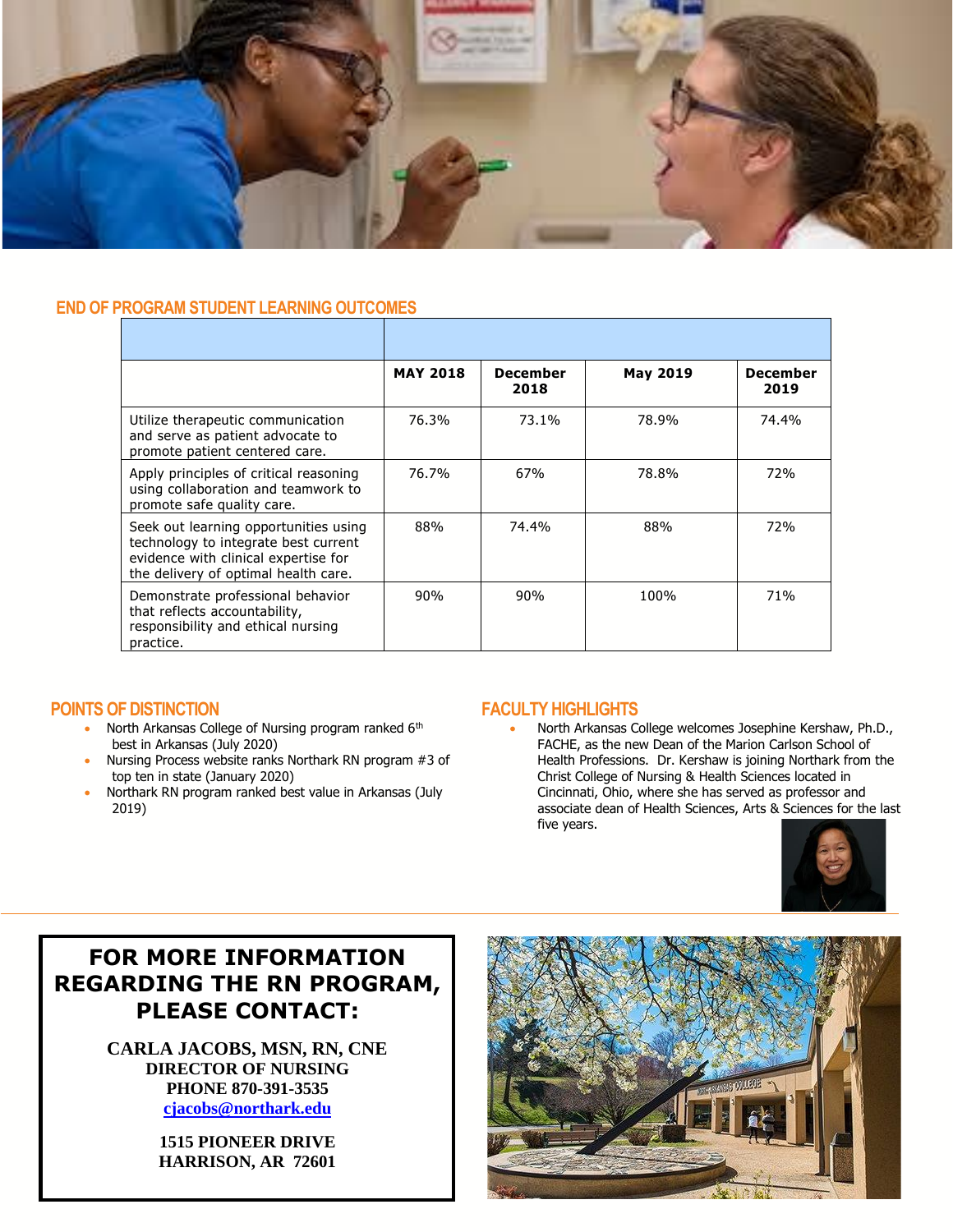## END OF PROGRAM STUDENT LEARNING OUTCOMES

| | MAY 2018 | December 2018 | May 2019 | December 2019 |
|---|---|---|---|---|
| Utilize therapeutic communication and serve as patient advocate to promote patient centered care. | 76.3% | 73.1% | 78.9% | 74.4% |
| Apply principles of critical reasoning using collaboration and teamwork to promote safe quality care. | 76.7% | 67% | 78.8% | 72% |
| Seek out learning opportunities using technology to integrate best current evidence with clinical expertise for the delivery of optimal health care. | 88% | 74.4% | 88% | 72% |
| Demonstrate professional behavior that reflects accountability, responsibility and ethical nursing practice. | 90% | 90% | 100% | 71% |

## POINTS OF DISTINCTION

- North Arkansas College of Nursing program ranked 6th best in Arkansas (July 2020)
- Nursing Process website ranks Northark RN program #3 of top ten in state (January 2020)
- Northark RN program ranked best value in Arkansas (July 2019)

## FACULTY HIGHLIGHTS

- North Arkansas College welcomes Josephine Kershaw, Ph.D., FACHE, as the new Dean of the Marion Carlson School of Health Professions. Dr. Kershaw is joining Northark from the Christ College of Nursing & Health Sciences located in Cincinnati, Ohio, where she has served as professor and associate dean of Health Sciences, Arts & Sciences for the last five years.

## FOR MORE INFORMATION REGARDING THE RN PROGRAM, PLEASE CONTACT:

**CARLA JACOBS, MSN, RN, CNE**
**DIRECTOR OF NURSING**
**PHONE 870-391-3535**
**cjacobs@northark.edu**

**1515 PIONEER DRIVE**
**HARRISON, AR 72601**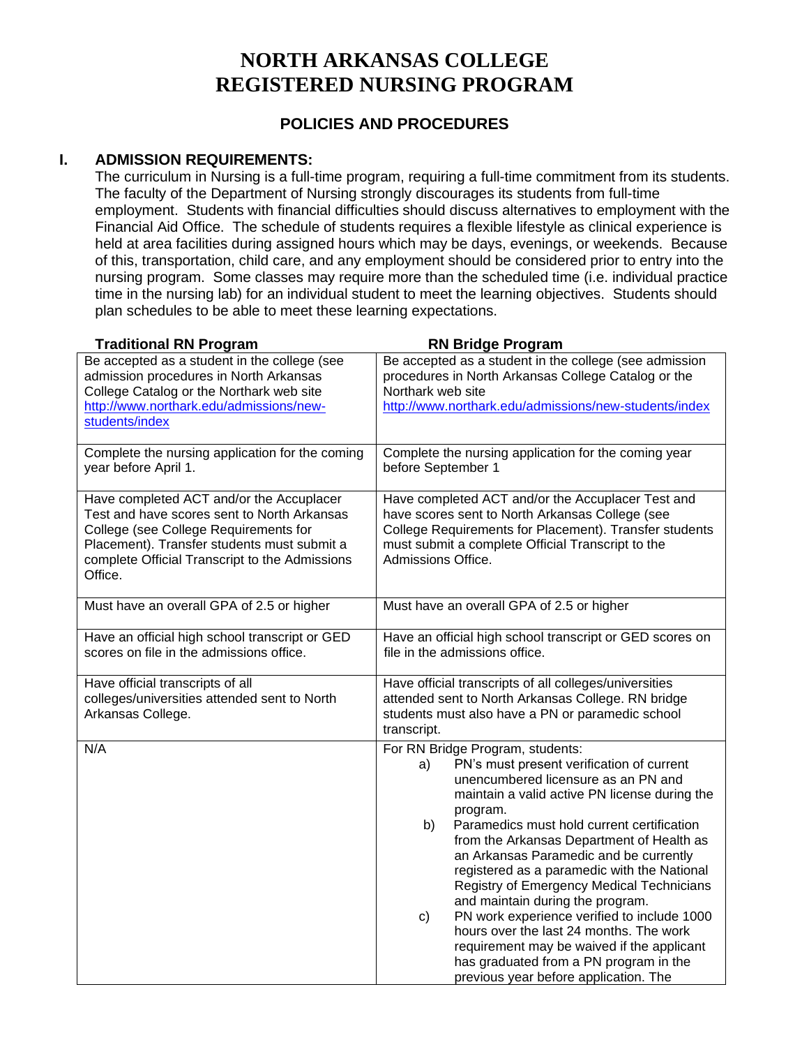# NORTH ARKANSAS COLLEGE
# REGISTERED NURSING PROGRAM

## POLICIES AND PROCEDURES

### I. ADMISSION REQUIREMENTS:

The curriculum in Nursing is a full-time program, requiring a full-time commitment from its students. The faculty of the Department of Nursing strongly discourages its students from full-time employment. Students with financial difficulties should discuss alternatives to employment with the Financial Aid Office. The schedule of students requires a flexible lifestyle as clinical experience is held at area facilities during assigned hours which may be days, evenings, or weekends. Because of this, transportation, child care, and any employment should be considered prior to entry into the nursing program. Some classes may require more than the scheduled time (i.e. individual practice time in the nursing lab) for an individual student to meet the learning objectives. Students should plan schedules to be able to meet these learning expectations.

| Traditional RN Program | RN Bridge Program |
|---|---|
| Be accepted as a student in the college (see admission procedures in North Arkansas College Catalog or the Northark web site http://www.northark.edu/admissions/new-students/index | Be accepted as a student in the college (see admission procedures in North Arkansas College Catalog or the Northark web site http://www.northark.edu/admissions/new-students/index |
| Complete the nursing application for the coming year before April 1. | Complete the nursing application for the coming year before September 1 |
| Have completed ACT and/or the Accuplacer Test and have scores sent to North Arkansas College (see College Requirements for Placement). Transfer students must submit a complete Official Transcript to the Admissions Office. | Have completed ACT and/or the Accuplacer Test and have scores sent to North Arkansas College (see College Requirements for Placement). Transfer students must submit a complete Official Transcript to the Admissions Office. |
| Must have an overall GPA of 2.5 or higher | Must have an overall GPA of 2.5 or higher |
| Have an official high school transcript or GED scores on file in the admissions office. | Have an official high school transcript or GED scores on file in the admissions office. |
| Have official transcripts of all colleges/universities attended sent to North Arkansas College. | Have official transcripts of all colleges/universities attended sent to North Arkansas College. RN bridge students must also have a PN or paramedic school transcript. |
| N/A | For RN Bridge Program, students: a) PN's must present verification of current unencumbered licensure as an PN and maintain a valid active PN license during the program. b) Paramedics must hold current certification from the Arkansas Department of Health as an Arkansas Paramedic and be currently registered as a paramedic with the National Registry of Emergency Medical Technicians and maintain during the program. c) PN work experience verified to include 1000 hours over the last 24 months. The work requirement may be waived if the applicant has graduated from a PN program in the previous year before application. The |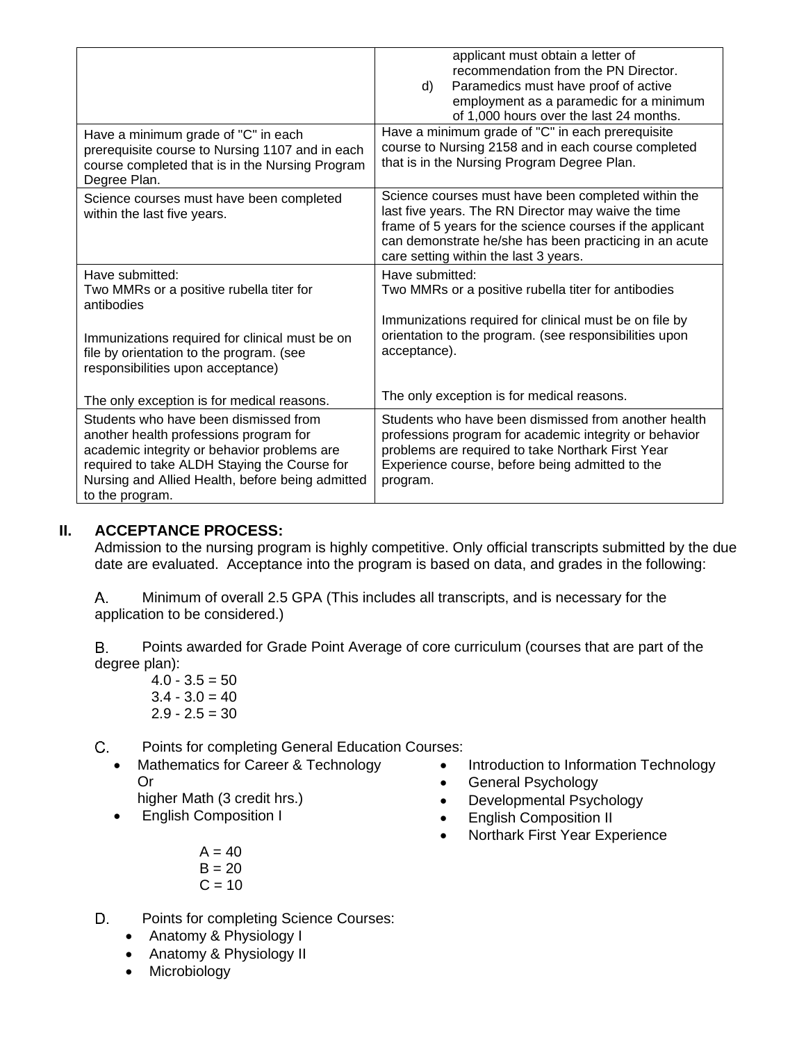| | |
|---|---|
| | applicant must obtain a letter of recommendation from the PN Director.<br>d) Paramedics must have proof of active employment as a paramedic for a minimum of 1,000 hours over the last 24 months. |
| Have a minimum grade of "C" in each prerequisite course to Nursing 1107 and in each course completed that is in the Nursing Program Degree Plan. | Have a minimum grade of "C" in each prerequisite course to Nursing 2158 and in each course completed that is in the Nursing Program Degree Plan. |
| Science courses must have been completed within the last five years. | Science courses must have been completed within the last five years. The RN Director may waive the time frame of 5 years for the science courses if the applicant can demonstrate he/she has been practicing in an acute care setting within the last 3 years. |
| Have submitted:<br>Two MMRs or a positive rubella titer for antibodies<br><br>Immunizations required for clinical must be on file by orientation to the program. (see responsibilities upon acceptance)<br><br>The only exception is for medical reasons. | Have submitted:<br>Two MMRs or a positive rubella titer for antibodies<br><br>Immunizations required for clinical must be on file by orientation to the program. (see responsibilities upon acceptance).<br><br>The only exception is for medical reasons. |
| Students who have been dismissed from another health professions program for academic integrity or behavior problems are required to take ALDH Staying the Course for Nursing and Allied Health, before being admitted to the program. | Students who have been dismissed from another health professions program for academic integrity or behavior problems are required to take Northark First Year Experience course, before being admitted to the program. |

## II. ACCEPTANCE PROCESS:

Admission to the nursing program is highly competitive. Only official transcripts submitted by the due date are evaluated. Acceptance into the program is based on data, and grades in the following:

A. Minimum of overall 2.5 GPA (This includes all transcripts, and is necessary for the application to be considered.)

B. Points awarded for Grade Point Average of core curriculum (courses that are part of the degree plan):

4.0 - 3.5 = 50
3.4 - 3.0 = 40
2.9 - 2.5 = 30

C. Points for completing General Education Courses:

- Mathematics for Career & Technology Or higher Math (3 credit hrs.)
- English Composition I
- Introduction to Information Technology
- General Psychology
- Developmental Psychology
- English Composition II
- Northark First Year Experience

A = 40
B = 20
C = 10

D. Points for completing Science Courses:

- Anatomy & Physiology I
- Anatomy & Physiology II
- Microbiology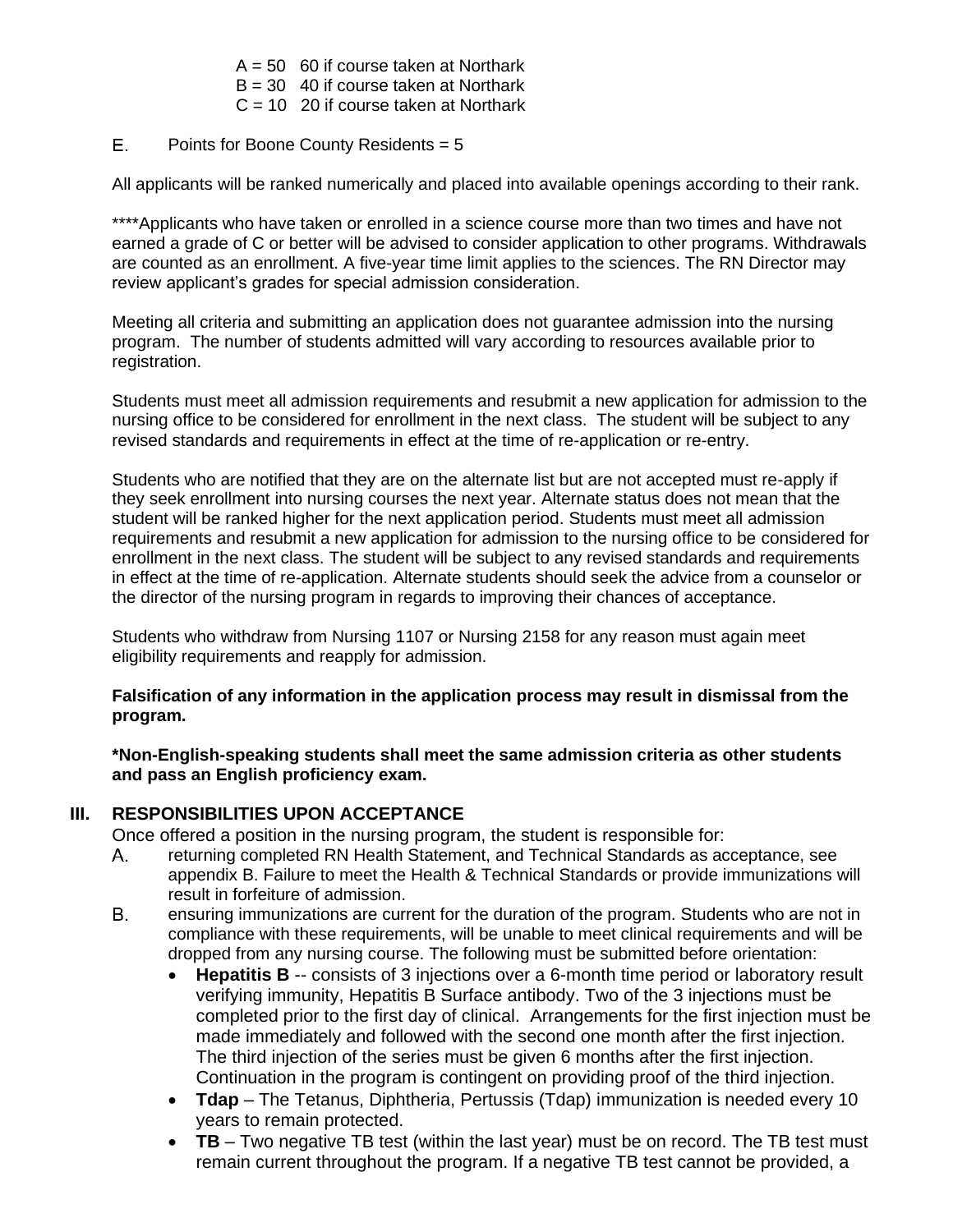A = 50   60 if course taken at Northark
B = 30   40 if course taken at Northark
C = 10   20 if course taken at Northark

E. Points for Boone County Residents = 5

All applicants will be ranked numerically and placed into available openings according to their rank.

****Applicants who have taken or enrolled in a science course more than two times and have not earned a grade of C or better will be advised to consider application to other programs. Withdrawals are counted as an enrollment. A five-year time limit applies to the sciences. The RN Director may review applicant's grades for special admission consideration.

Meeting all criteria and submitting an application does not guarantee admission into the nursing program. The number of students admitted will vary according to resources available prior to registration.

Students must meet all admission requirements and resubmit a new application for admission to the nursing office to be considered for enrollment in the next class. The student will be subject to any revised standards and requirements in effect at the time of re-application or re-entry.

Students who are notified that they are on the alternate list but are not accepted must re-apply if they seek enrollment into nursing courses the next year. Alternate status does not mean that the student will be ranked higher for the next application period. Students must meet all admission requirements and resubmit a new application for admission to the nursing office to be considered for enrollment in the next class. The student will be subject to any revised standards and requirements in effect at the time of re-application. Alternate students should seek the advice from a counselor or the director of the nursing program in regards to improving their chances of acceptance.

Students who withdraw from Nursing 1107 or Nursing 2158 for any reason must again meet eligibility requirements and reapply for admission.

**Falsification of any information in the application process may result in dismissal from the program.**

***Non-English-speaking students shall meet the same admission criteria as other students and pass an English proficiency exam.**

## III. RESPONSIBILITIES UPON ACCEPTANCE

Once offered a position in the nursing program, the student is responsible for:

A. returning completed RN Health Statement, and Technical Standards as acceptance, see appendix B. Failure to meet the Health & Technical Standards or provide immunizations will result in forfeiture of admission.

B. ensuring immunizations are current for the duration of the program. Students who are not in compliance with these requirements, will be unable to meet clinical requirements and will be dropped from any nursing course. The following must be submitted before orientation:
   - **Hepatitis B** -- consists of 3 injections over a 6-month time period or laboratory result verifying immunity, Hepatitis B Surface antibody. Two of the 3 injections must be completed prior to the first day of clinical. Arrangements for the first injection must be made immediately and followed with the second one month after the first injection. The third injection of the series must be given 6 months after the first injection. Continuation in the program is contingent on providing proof of the third injection.
   - **Tdap** – The Tetanus, Diphtheria, Pertussis (Tdap) immunization is needed every 10 years to remain protected.
   - **TB** – Two negative TB test (within the last year) must be on record. The TB test must remain current throughout the program. If a negative TB test cannot be provided, a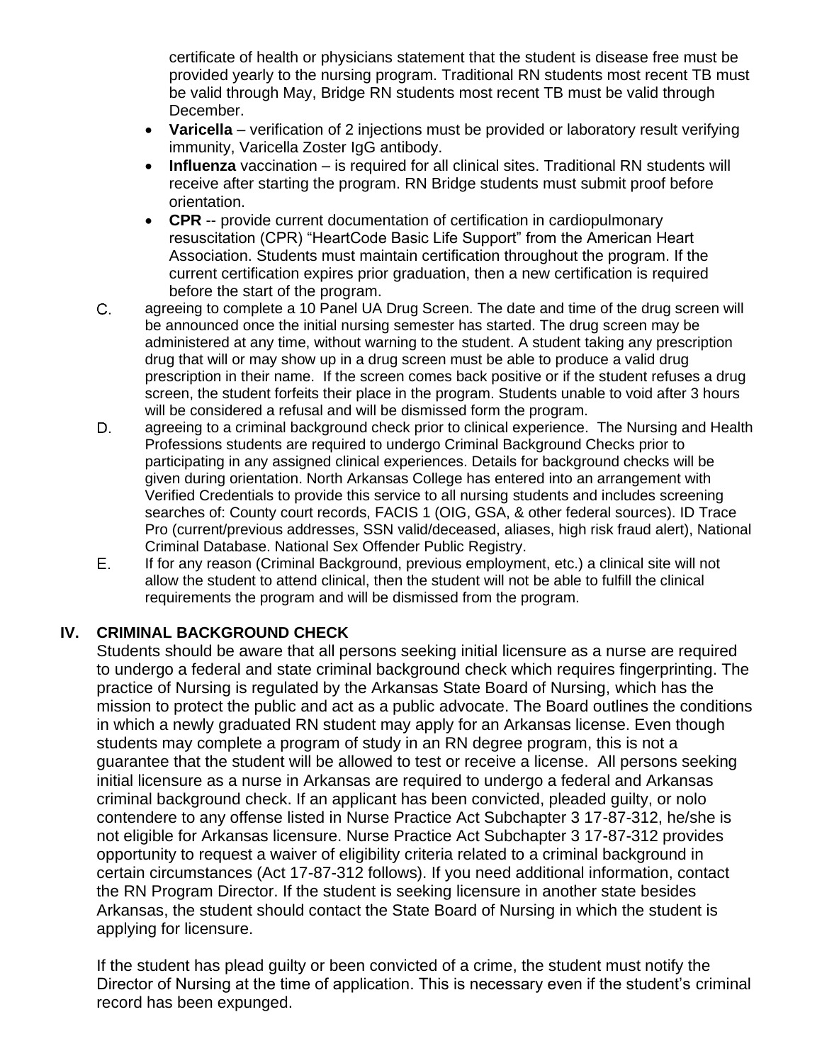certificate of health or physicians statement that the student is disease free must be provided yearly to the nursing program. Traditional RN students most recent TB must be valid through May, Bridge RN students most recent TB must be valid through December.

- **Varicella** – verification of 2 injections must be provided or laboratory result verifying immunity, Varicella Zoster IgG antibody.
- **Influenza** vaccination – is required for all clinical sites. Traditional RN students will receive after starting the program. RN Bridge students must submit proof before orientation.
- **CPR** -- provide current documentation of certification in cardiopulmonary resuscitation (CPR) "HeartCode Basic Life Support" from the American Heart Association. Students must maintain certification throughout the program. If the current certification expires prior graduation, then a new certification is required before the start of the program.

C. agreeing to complete a 10 Panel UA Drug Screen. The date and time of the drug screen will be announced once the initial nursing semester has started. The drug screen may be administered at any time, without warning to the student. A student taking any prescription drug that will or may show up in a drug screen must be able to produce a valid drug prescription in their name. If the screen comes back positive or if the student refuses a drug screen, the student forfeits their place in the program. Students unable to void after 3 hours will be considered a refusal and will be dismissed form the program.

D. agreeing to a criminal background check prior to clinical experience. The Nursing and Health Professions students are required to undergo Criminal Background Checks prior to participating in any assigned clinical experiences. Details for background checks will be given during orientation. North Arkansas College has entered into an arrangement with Verified Credentials to provide this service to all nursing students and includes screening searches of: County court records, FACIS 1 (OIG, GSA, & other federal sources). ID Trace Pro (current/previous addresses, SSN valid/deceased, aliases, high risk fraud alert), National Criminal Database. National Sex Offender Public Registry.

E. If for any reason (Criminal Background, previous employment, etc.) a clinical site will not allow the student to attend clinical, then the student will not be able to fulfill the clinical requirements the program and will be dismissed from the program.

## IV. CRIMINAL BACKGROUND CHECK

Students should be aware that all persons seeking initial licensure as a nurse are required to undergo a federal and state criminal background check which requires fingerprinting. The practice of Nursing is regulated by the Arkansas State Board of Nursing, which has the mission to protect the public and act as a public advocate. The Board outlines the conditions in which a newly graduated RN student may apply for an Arkansas license. Even though students may complete a program of study in an RN degree program, this is not a guarantee that the student will be allowed to test or receive a license. All persons seeking initial licensure as a nurse in Arkansas are required to undergo a federal and Arkansas criminal background check. If an applicant has been convicted, pleaded guilty, or nolo contendere to any offense listed in Nurse Practice Act Subchapter 3 17-87-312, he/she is not eligible for Arkansas licensure. Nurse Practice Act Subchapter 3 17-87-312 provides opportunity to request a waiver of eligibility criteria related to a criminal background in certain circumstances (Act 17-87-312 follows). If you need additional information, contact the RN Program Director. If the student is seeking licensure in another state besides Arkansas, the student should contact the State Board of Nursing in which the student is applying for licensure.

If the student has plead guilty or been convicted of a crime, the student must notify the Director of Nursing at the time of application. This is necessary even if the student's criminal record has been expunged.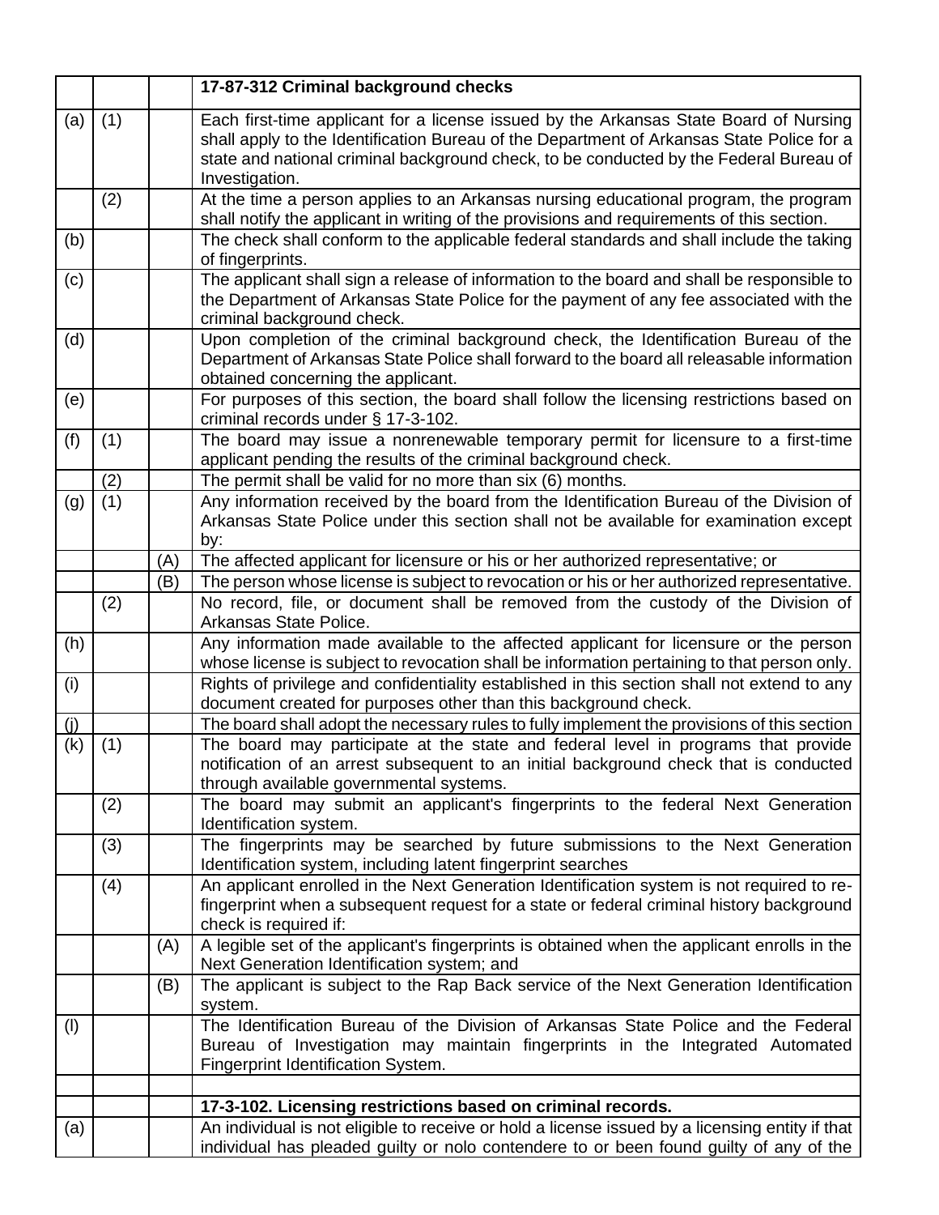| | | | **17-87-312 Criminal background checks** |
|---|---|---|---|
| (a) | (1) | | Each first-time applicant for a license issued by the Arkansas State Board of Nursing shall apply to the Identification Bureau of the Department of Arkansas State Police for a state and national criminal background check, to be conducted by the Federal Bureau of Investigation. |
| | (2) | | At the time a person applies to an Arkansas nursing educational program, the program shall notify the applicant in writing of the provisions and requirements of this section. |
| (b) | | | The check shall conform to the applicable federal standards and shall include the taking of fingerprints. |
| (c) | | | The applicant shall sign a release of information to the board and shall be responsible to the Department of Arkansas State Police for the payment of any fee associated with the criminal background check. |
| (d) | | | Upon completion of the criminal background check, the Identification Bureau of the Department of Arkansas State Police shall forward to the board all releasable information obtained concerning the applicant. |
| (e) | | | For purposes of this section, the board shall follow the licensing restrictions based on criminal records under § 17-3-102. |
| (f) | (1) | | The board may issue a nonrenewable temporary permit for licensure to a first-time applicant pending the results of the criminal background check. |
| | (2) | | The permit shall be valid for no more than six (6) months. |
| (g) | (1) | | Any information received by the board from the Identification Bureau of the Division of Arkansas State Police under this section shall not be available for examination except by: |
| | | (A) | The affected applicant for licensure or his or her authorized representative; or |
| | | (B) | The person whose license is subject to revocation or his or her authorized representative. |
| | (2) | | No record, file, or document shall be removed from the custody of the Division of Arkansas State Police. |
| (h) | | | Any information made available to the affected applicant for licensure or the person whose license is subject to revocation shall be information pertaining to that person only. |
| (i) | | | Rights of privilege and confidentiality established in this section shall not extend to any document created for purposes other than this background check. |
| (j) | | | The board shall adopt the necessary rules to fully implement the provisions of this section |
| (k) | (1) | | The board may participate at the state and federal level in programs that provide notification of an arrest subsequent to an initial background check that is conducted through available governmental systems. |
| | (2) | | The board may submit an applicant's fingerprints to the federal Next Generation Identification system. |
| | (3) | | The fingerprints may be searched by future submissions to the Next Generation Identification system, including latent fingerprint searches |
| | (4) | | An applicant enrolled in the Next Generation Identification system is not required to re-fingerprint when a subsequent request for a state or federal criminal history background check is required if: |
| | | (A) | A legible set of the applicant's fingerprints is obtained when the applicant enrolls in the Next Generation Identification system; and |
| | | (B) | The applicant is subject to the Rap Back service of the Next Generation Identification system. |
| (l) | | | The Identification Bureau of the Division of Arkansas State Police and the Federal Bureau of Investigation may maintain fingerprints in the Integrated Automated Fingerprint Identification System. |
| | | | |
| | | | **17-3-102. Licensing restrictions based on criminal records.** |
| (a) | | | An individual is not eligible to receive or hold a license issued by a licensing entity if that individual has pleaded guilty or nolo contendere to or been found guilty of any of the |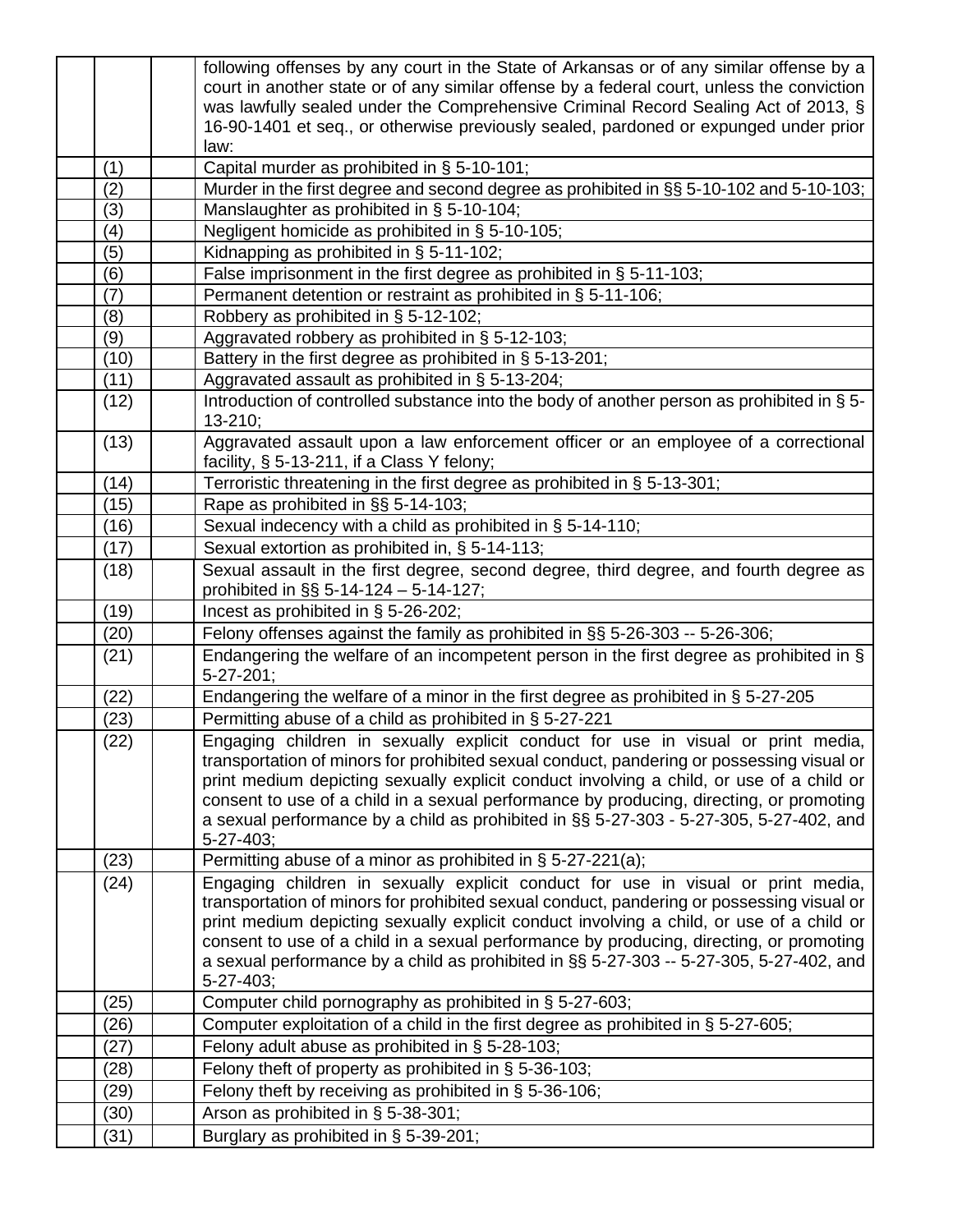| | | | |
|---|---|---|---|
| | | | following offenses by any court in the State of Arkansas or of any similar offense by a court in another state or of any similar offense by a federal court, unless the conviction was lawfully sealed under the Comprehensive Criminal Record Sealing Act of 2013, § 16-90-1401 et seq., or otherwise previously sealed, pardoned or expunged under prior law: |
| | (1) | | Capital murder as prohibited in § 5-10-101; |
| | (2) | | Murder in the first degree and second degree as prohibited in §§ 5-10-102 and 5-10-103; |
| | (3) | | Manslaughter as prohibited in § 5-10-104; |
| | (4) | | Negligent homicide as prohibited in § 5-10-105; |
| | (5) | | Kidnapping as prohibited in § 5-11-102; |
| | (6) | | False imprisonment in the first degree as prohibited in § 5-11-103; |
| | (7) | | Permanent detention or restraint as prohibited in § 5-11-106; |
| | (8) | | Robbery as prohibited in § 5-12-102; |
| | (9) | | Aggravated robbery as prohibited in § 5-12-103; |
| | (10) | | Battery in the first degree as prohibited in § 5-13-201; |
| | (11) | | Aggravated assault as prohibited in § 5-13-204; |
| | (12) | | Introduction of controlled substance into the body of another person as prohibited in § 5-13-210; |
| | (13) | | Aggravated assault upon a law enforcement officer or an employee of a correctional facility, § 5-13-211, if a Class Y felony; |
| | (14) | | Terroristic threatening in the first degree as prohibited in § 5-13-301; |
| | (15) | | Rape as prohibited in §§ 5-14-103; |
| | (16) | | Sexual indecency with a child as prohibited in § 5-14-110; |
| | (17) | | Sexual extortion as prohibited in, § 5-14-113; |
| | (18) | | Sexual assault in the first degree, second degree, third degree, and fourth degree as prohibited in §§ 5-14-124 – 5-14-127; |
| | (19) | | Incest as prohibited in § 5-26-202; |
| | (20) | | Felony offenses against the family as prohibited in §§ 5-26-303 -- 5-26-306; |
| | (21) | | Endangering the welfare of an incompetent person in the first degree as prohibited in § 5-27-201; |
| | (22) | | Endangering the welfare of a minor in the first degree as prohibited in § 5-27-205 |
| | (23) | | Permitting abuse of a child as prohibited in § 5-27-221 |
| | (22) | | Engaging children in sexually explicit conduct for use in visual or print media, transportation of minors for prohibited sexual conduct, pandering or possessing visual or print medium depicting sexually explicit conduct involving a child, or use of a child or consent to use of a child in a sexual performance by producing, directing, or promoting a sexual performance by a child as prohibited in §§ 5-27-303 - 5-27-305, 5-27-402, and 5-27-403; |
| | (23) | | Permitting abuse of a minor as prohibited in § 5-27-221(a); |
| | (24) | | Engaging children in sexually explicit conduct for use in visual or print media, transportation of minors for prohibited sexual conduct, pandering or possessing visual or print medium depicting sexually explicit conduct involving a child, or use of a child or consent to use of a child in a sexual performance by producing, directing, or promoting a sexual performance by a child as prohibited in §§ 5-27-303 -- 5-27-305, 5-27-402, and 5-27-403; |
| | (25) | | Computer child pornography as prohibited in § 5-27-603; |
| | (26) | | Computer exploitation of a child in the first degree as prohibited in § 5-27-605; |
| | (27) | | Felony adult abuse as prohibited in § 5-28-103; |
| | (28) | | Felony theft of property as prohibited in § 5-36-103; |
| | (29) | | Felony theft by receiving as prohibited in § 5-36-106; |
| | (30) | | Arson as prohibited in § 5-38-301; |
| | (31) | | Burglary as prohibited in § 5-39-201; |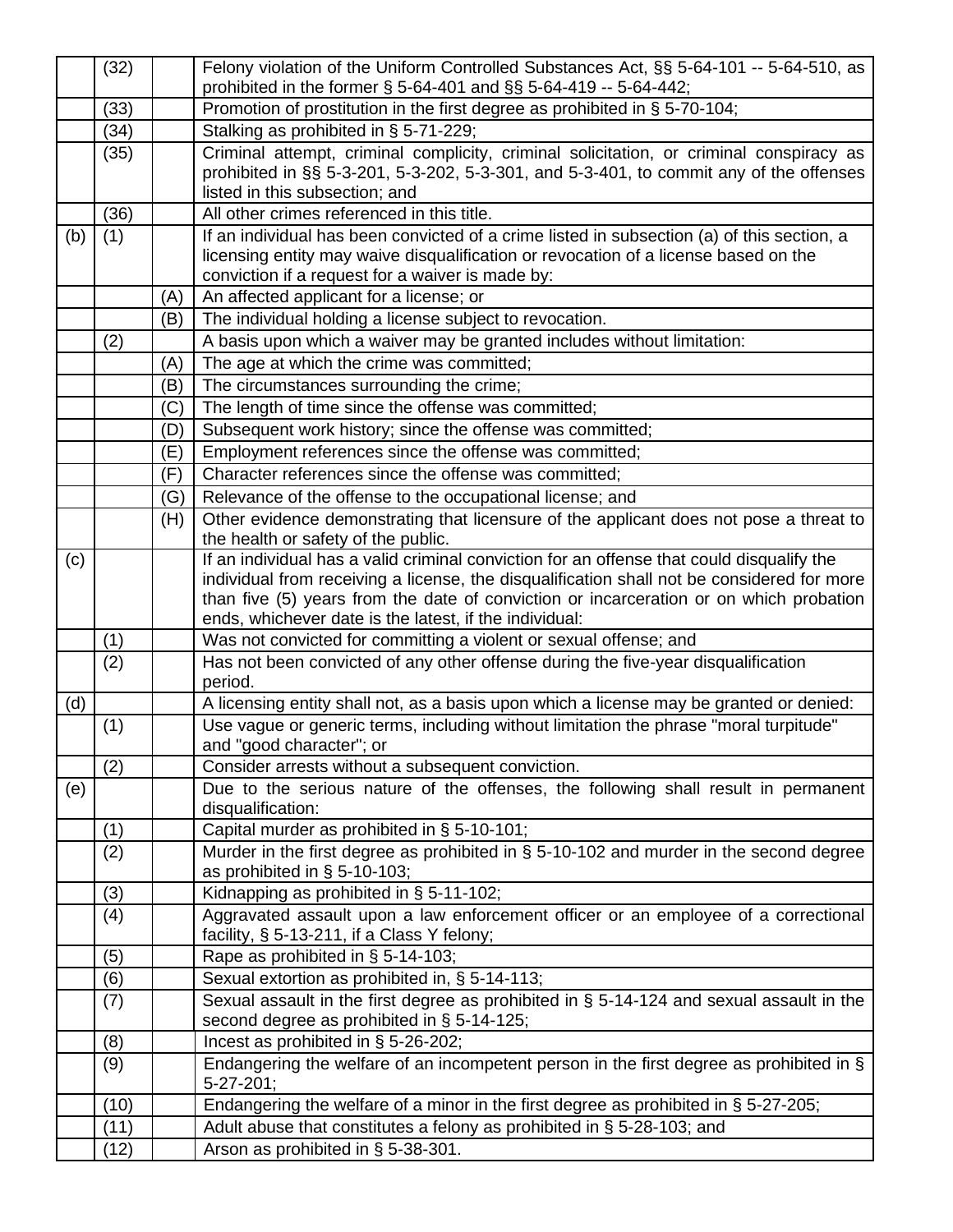| | | | |
|---|---|---|---|
| | (32) | | Felony violation of the Uniform Controlled Substances Act, §§ 5-64-101 -- 5-64-510, as prohibited in the former § 5-64-401 and §§ 5-64-419 -- 5-64-442; |
| | (33) | | Promotion of prostitution in the first degree as prohibited in § 5-70-104; |
| | (34) | | Stalking as prohibited in § 5-71-229; |
| | (35) | | Criminal attempt, criminal complicity, criminal solicitation, or criminal conspiracy as prohibited in §§ 5-3-201, 5-3-202, 5-3-301, and 5-3-401, to commit any of the offenses listed in this subsection; and |
| | (36) | | All other crimes referenced in this title. |
| (b) | (1) | | If an individual has been convicted of a crime listed in subsection (a) of this section, a licensing entity may waive disqualification or revocation of a license based on the conviction if a request for a waiver is made by: |
| | | (A) | An affected applicant for a license; or |
| | | (B) | The individual holding a license subject to revocation. |
| | (2) | | A basis upon which a waiver may be granted includes without limitation: |
| | | (A) | The age at which the crime was committed; |
| | | (B) | The circumstances surrounding the crime; |
| | | (C) | The length of time since the offense was committed; |
| | | (D) | Subsequent work history; since the offense was committed; |
| | | (E) | Employment references since the offense was committed; |
| | | (F) | Character references since the offense was committed; |
| | | (G) | Relevance of the offense to the occupational license; and |
| | | (H) | Other evidence demonstrating that licensure of the applicant does not pose a threat to the health or safety of the public. |
| (c) | | | If an individual has a valid criminal conviction for an offense that could disqualify the individual from receiving a license, the disqualification shall not be considered for more than five (5) years from the date of conviction or incarceration or on which probation ends, whichever date is the latest, if the individual: |
| | (1) | | Was not convicted for committing a violent or sexual offense; and |
| | (2) | | Has not been convicted of any other offense during the five-year disqualification period. |
| (d) | | | A licensing entity shall not, as a basis upon which a license may be granted or denied: |
| | (1) | | Use vague or generic terms, including without limitation the phrase "moral turpitude" and "good character"; or |
| | (2) | | Consider arrests without a subsequent conviction. |
| (e) | | | Due to the serious nature of the offenses, the following shall result in permanent disqualification: |
| | (1) | | Capital murder as prohibited in § 5-10-101; |
| | (2) | | Murder in the first degree as prohibited in § 5-10-102 and murder in the second degree as prohibited in § 5-10-103; |
| | (3) | | Kidnapping as prohibited in § 5-11-102; |
| | (4) | | Aggravated assault upon a law enforcement officer or an employee of a correctional facility, § 5-13-211, if a Class Y felony; |
| | (5) | | Rape as prohibited in § 5-14-103; |
| | (6) | | Sexual extortion as prohibited in, § 5-14-113; |
| | (7) | | Sexual assault in the first degree as prohibited in § 5-14-124 and sexual assault in the second degree as prohibited in § 5-14-125; |
| | (8) | | Incest as prohibited in § 5-26-202; |
| | (9) | | Endangering the welfare of an incompetent person in the first degree as prohibited in § 5-27-201; |
| | (10) | | Endangering the welfare of a minor in the first degree as prohibited in § 5-27-205; |
| | (11) | | Adult abuse that constitutes a felony as prohibited in § 5-28-103; and |
| | (12) | | Arson as prohibited in § 5-38-301. |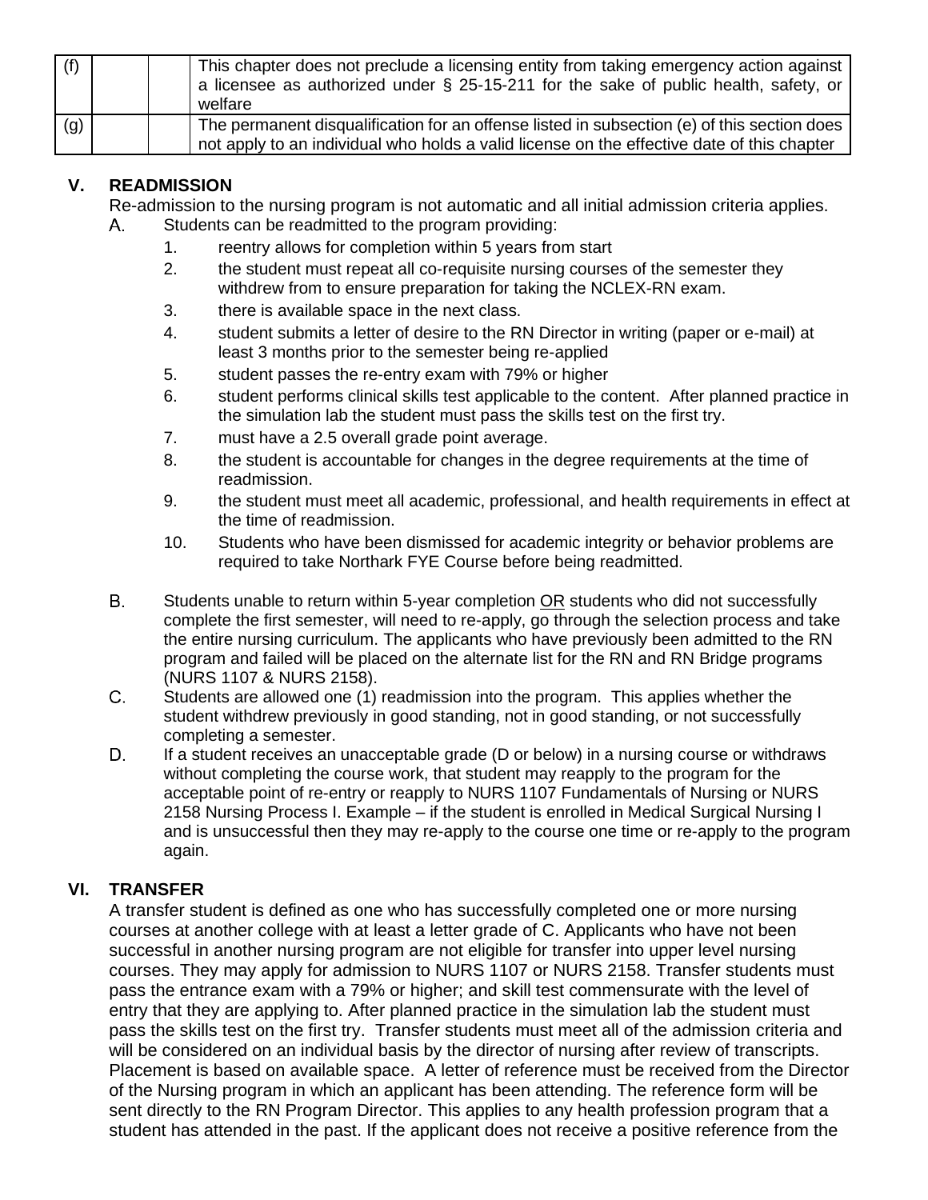| (f) | | | This chapter does not preclude a licensing entity from taking emergency action against a licensee as authorized under § 25-15-211 for the sake of public health, safety, or welfare |
|---|---|---|---|
| (g) | | | The permanent disqualification for an offense listed in subsection (e) of this section does not apply to an individual who holds a valid license on the effective date of this chapter |

## V. READMISSION

Re-admission to the nursing program is not automatic and all initial admission criteria applies.

A. Students can be readmitted to the program providing:

1. reentry allows for completion within 5 years from start
2. the student must repeat all co-requisite nursing courses of the semester they withdrew from to ensure preparation for taking the NCLEX-RN exam.
3. there is available space in the next class.
4. student submits a letter of desire to the RN Director in writing (paper or e-mail) at least 3 months prior to the semester being re-applied
5. student passes the re-entry exam with 79% or higher
6. student performs clinical skills test applicable to the content. After planned practice in the simulation lab the student must pass the skills test on the first try.
7. must have a 2.5 overall grade point average.
8. the student is accountable for changes in the degree requirements at the time of readmission.
9. the student must meet all academic, professional, and health requirements in effect at the time of readmission.
10. Students who have been dismissed for academic integrity or behavior problems are required to take Northark FYE Course before being readmitted.

B. Students unable to return within 5-year completion OR students who did not successfully complete the first semester, will need to re-apply, go through the selection process and take the entire nursing curriculum. The applicants who have previously been admitted to the RN program and failed will be placed on the alternate list for the RN and RN Bridge programs (NURS 1107 & NURS 2158).

C. Students are allowed one (1) readmission into the program. This applies whether the student withdrew previously in good standing, not in good standing, or not successfully completing a semester.

D. If a student receives an unacceptable grade (D or below) in a nursing course or withdraws without completing the course work, that student may reapply to the program for the acceptable point of re-entry or reapply to NURS 1107 Fundamentals of Nursing or NURS 2158 Nursing Process I. Example – if the student is enrolled in Medical Surgical Nursing I and is unsuccessful then they may re-apply to the course one time or re-apply to the program again.

## VI. TRANSFER

A transfer student is defined as one who has successfully completed one or more nursing courses at another college with at least a letter grade of C. Applicants who have not been successful in another nursing program are not eligible for transfer into upper level nursing courses. They may apply for admission to NURS 1107 or NURS 2158. Transfer students must pass the entrance exam with a 79% or higher; and skill test commensurate with the level of entry that they are applying to. After planned practice in the simulation lab the student must pass the skills test on the first try. Transfer students must meet all of the admission criteria and will be considered on an individual basis by the director of nursing after review of transcripts. Placement is based on available space. A letter of reference must be received from the Director of the Nursing program in which an applicant has been attending. The reference form will be sent directly to the RN Program Director. This applies to any health profession program that a student has attended in the past. If the applicant does not receive a positive reference from the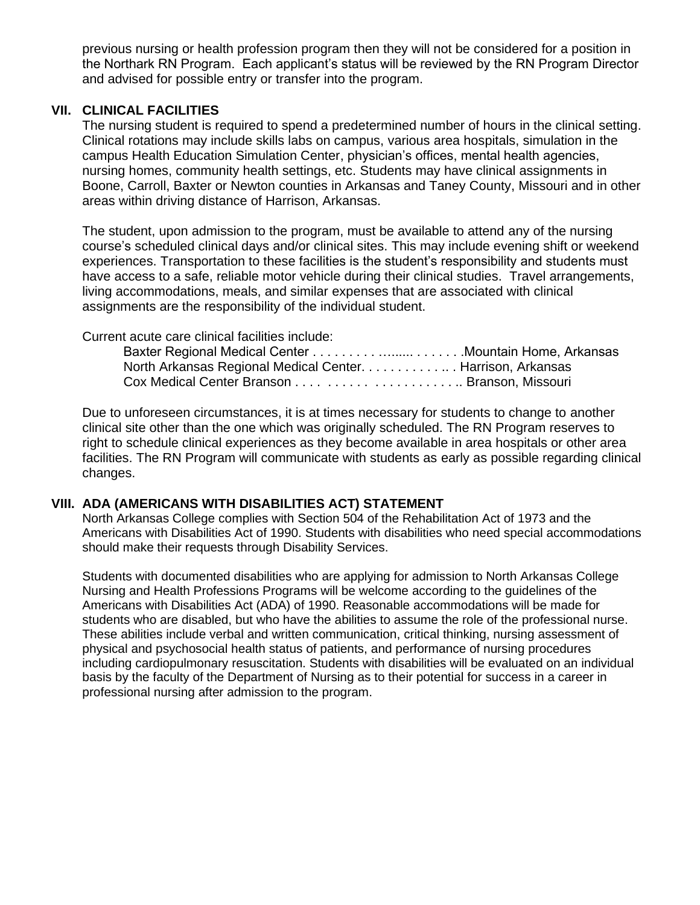previous nursing or health profession program then they will not be considered for a position in the Northark RN Program. Each applicant's status will be reviewed by the RN Program Director and advised for possible entry or transfer into the program.

## VII. CLINICAL FACILITIES

The nursing student is required to spend a predetermined number of hours in the clinical setting. Clinical rotations may include skills labs on campus, various area hospitals, simulation in the campus Health Education Simulation Center, physician's offices, mental health agencies, nursing homes, community health settings, etc. Students may have clinical assignments in Boone, Carroll, Baxter or Newton counties in Arkansas and Taney County, Missouri and in other areas within driving distance of Harrison, Arkansas.

The student, upon admission to the program, must be available to attend any of the nursing course's scheduled clinical days and/or clinical sites. This may include evening shift or weekend experiences. Transportation to these facilities is the student's responsibility and students must have access to a safe, reliable motor vehicle during their clinical studies. Travel arrangements, living accommodations, meals, and similar expenses that are associated with clinical assignments are the responsibility of the individual student.

Current acute care clinical facilities include:

- Baxter Regional Medical Center . . . . . . . . . ......... . . . . . . .Mountain Home, Arkansas
- North Arkansas Regional Medical Center. . . . . . . . . . . .. . Harrison, Arkansas
- Cox Medical Center Branson . . . . . . . . . . . . . . . . . . . . . . .. Branson, Missouri

Due to unforeseen circumstances, it is at times necessary for students to change to another clinical site other than the one which was originally scheduled. The RN Program reserves to right to schedule clinical experiences as they become available in area hospitals or other area facilities. The RN Program will communicate with students as early as possible regarding clinical changes.

## VIII. ADA (AMERICANS WITH DISABILITIES ACT) STATEMENT

North Arkansas College complies with Section 504 of the Rehabilitation Act of 1973 and the Americans with Disabilities Act of 1990. Students with disabilities who need special accommodations should make their requests through Disability Services.

Students with documented disabilities who are applying for admission to North Arkansas College Nursing and Health Professions Programs will be welcome according to the guidelines of the Americans with Disabilities Act (ADA) of 1990. Reasonable accommodations will be made for students who are disabled, but who have the abilities to assume the role of the professional nurse. These abilities include verbal and written communication, critical thinking, nursing assessment of physical and psychosocial health status of patients, and performance of nursing procedures including cardiopulmonary resuscitation. Students with disabilities will be evaluated on an individual basis by the faculty of the Department of Nursing as to their potential for success in a career in professional nursing after admission to the program.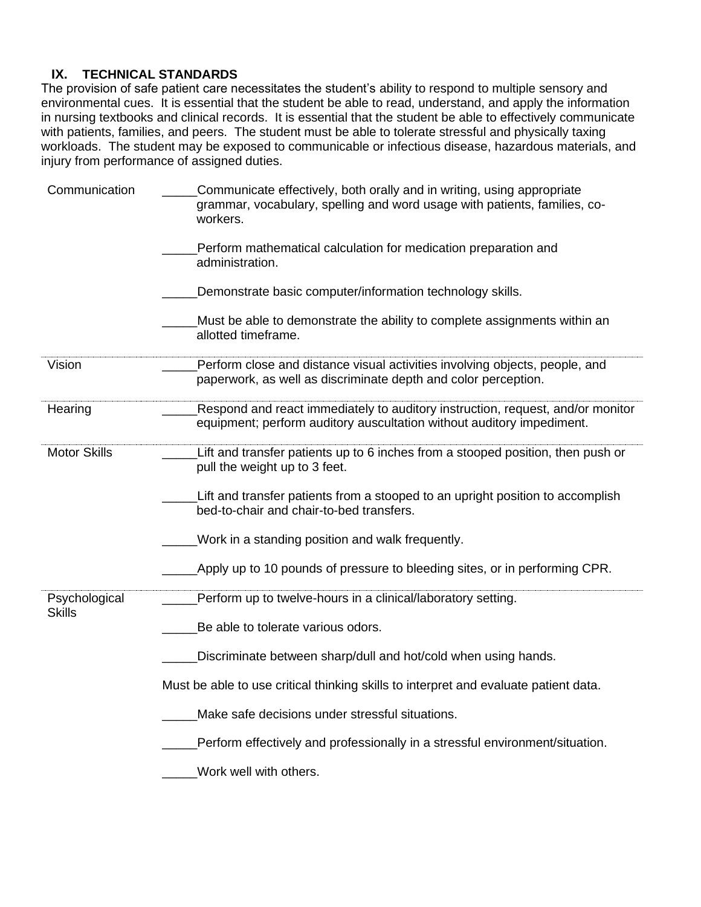## IX. TECHNICAL STANDARDS

The provision of safe patient care necessitates the student's ability to respond to multiple sensory and environmental cues. It is essential that the student be able to read, understand, and apply the information in nursing textbooks and clinical records. It is essential that the student be able to effectively communicate with patients, families, and peers. The student must be able to tolerate stressful and physically taxing workloads. The student may be exposed to communicable or infectious disease, hazardous materials, and injury from performance of assigned duties.

| | |
|---|---|
| Communication | _____Communicate effectively, both orally and in writing, using appropriate grammar, vocabulary, spelling and word usage with patients, families, co-workers. |
| | _____Perform mathematical calculation for medication preparation and administration. |
| | _____Demonstrate basic computer/information technology skills. |
| | _____Must be able to demonstrate the ability to complete assignments within an allotted timeframe. |
| Vision | _____Perform close and distance visual activities involving objects, people, and paperwork, as well as discriminate depth and color perception. |
| Hearing | _____Respond and react immediately to auditory instruction, request, and/or monitor equipment; perform auditory auscultation without auditory impediment. |
| Motor Skills | _____Lift and transfer patients up to 6 inches from a stooped position, then push or pull the weight up to 3 feet. |
| | _____Lift and transfer patients from a stooped to an upright position to accomplish bed-to-chair and chair-to-bed transfers. |
| | _____Work in a standing position and walk frequently. |
| | _____Apply up to 10 pounds of pressure to bleeding sites, or in performing CPR. |
| Psychological Skills | _____Perform up to twelve-hours in a clinical/laboratory setting. |
| | _____Be able to tolerate various odors. |
| | _____Discriminate between sharp/dull and hot/cold when using hands. |
| | Must be able to use critical thinking skills to interpret and evaluate patient data. |
| | _____Make safe decisions under stressful situations. |
| | _____Perform effectively and professionally in a stressful environment/situation. |
| | _____Work well with others. |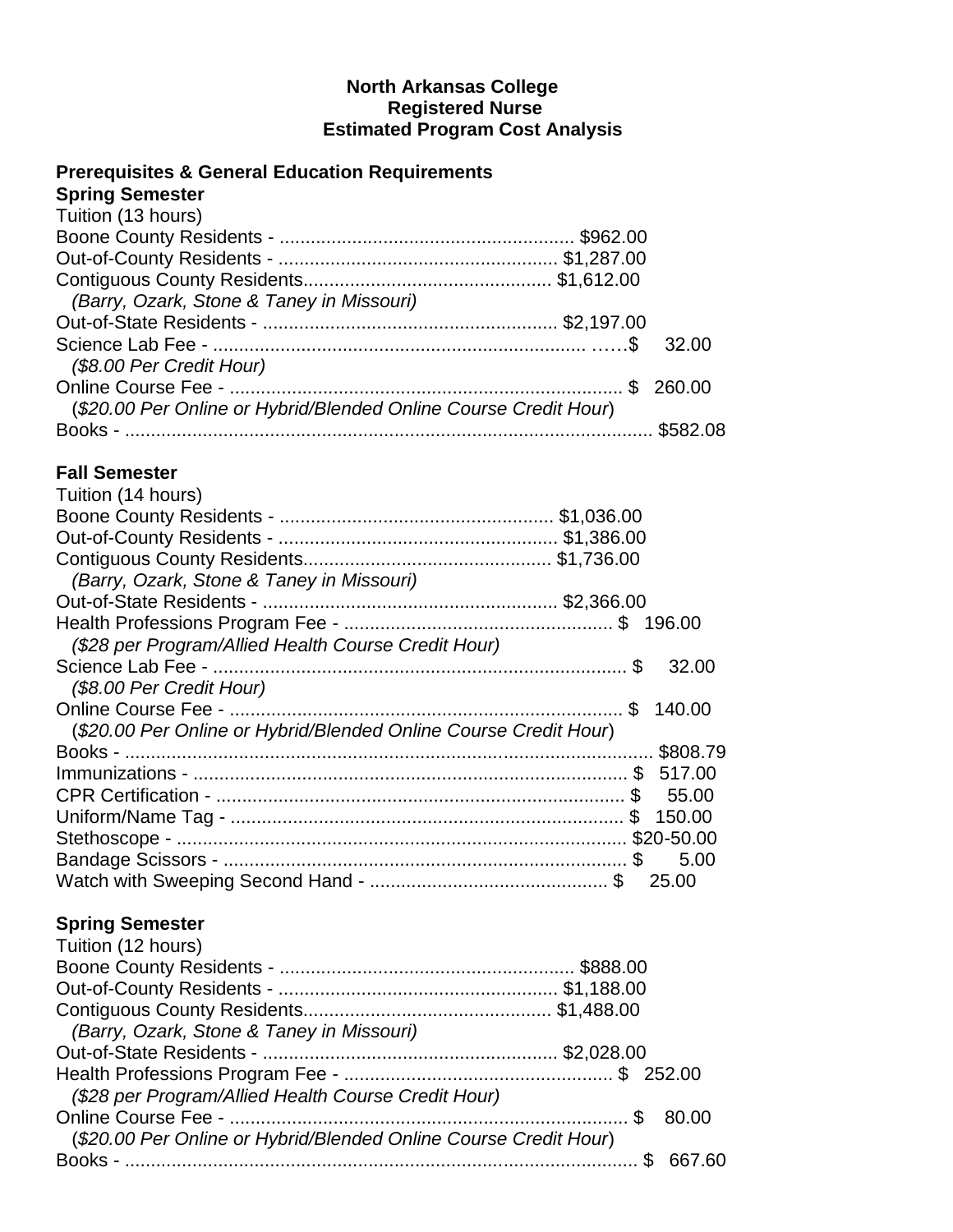**North Arkansas College**
**Registered Nurse**
**Estimated Program Cost Analysis**

**Prerequisites & General Education Requirements**

**Spring Semester**

Tuition (13 hours)

Boone County Residents - ........................................................ $962.00
Out-of-County Residents - ..................................................... $1,287.00
Contiguous County Residents............................................... $1,612.00
*(Barry, Ozark, Stone & Taney in Missouri)*
Out-of-State Residents - ........................................................ $2,197.00
Science Lab Fee - ....................................................................... ……$ 32.00
*($8.00 Per Credit Hour)*
Online Course Fee - ............................................................................ $ 260.00
(*$20.00 Per Online or Hybrid/Blended Online Course Credit Hour*)
Books - ...................................................................................................... $582.08

**Fall Semester**

Tuition (14 hours)

Boone County Residents - ..................................................... $1,036.00
Out-of-County Residents - ..................................................... $1,386.00
Contiguous County Residents............................................... $1,736.00
*(Barry, Ozark, Stone & Taney in Missouri)*
Out-of-State Residents - ........................................................ $2,366.00
Health Professions Program Fee - .................................................... $ 196.00
*($28 per Program/Allied Health Course Credit Hour)*
Science Lab Fee - ................................................................................. $ 32.00
*($8.00 Per Credit Hour)*
Online Course Fee - ............................................................................ $ 140.00
(*$20.00 Per Online or Hybrid/Blended Online Course Credit Hour*)
Books - ...................................................................................................... $808.79
Immunizations - .................................................................................... $ 517.00
CPR Certification - ............................................................................... $ 55.00
Uniform/Name Tag - ........................................................................... $ 150.00
Stethoscope - ...................................................................................... $20-50.00
Bandage Scissors - ............................................................................. $ 5.00
Watch with Sweeping Second Hand - .............................................. $ 25.00

**Spring Semester**

Tuition (12 hours)

Boone County Residents - ........................................................ $888.00
Out-of-County Residents - ..................................................... $1,188.00
Contiguous County Residents............................................... $1,488.00
*(Barry, Ozark, Stone & Taney in Missouri)*
Out-of-State Residents - ........................................................ $2,028.00
Health Professions Program Fee - .................................................... $ 252.00
*($28 per Program/Allied Health Course Credit Hour)*
Online Course Fee - ............................................................................. $ 80.00
(*$20.00 Per Online or Hybrid/Blended Online Course Credit Hour*)
Books - ................................................................................................... $ 667.60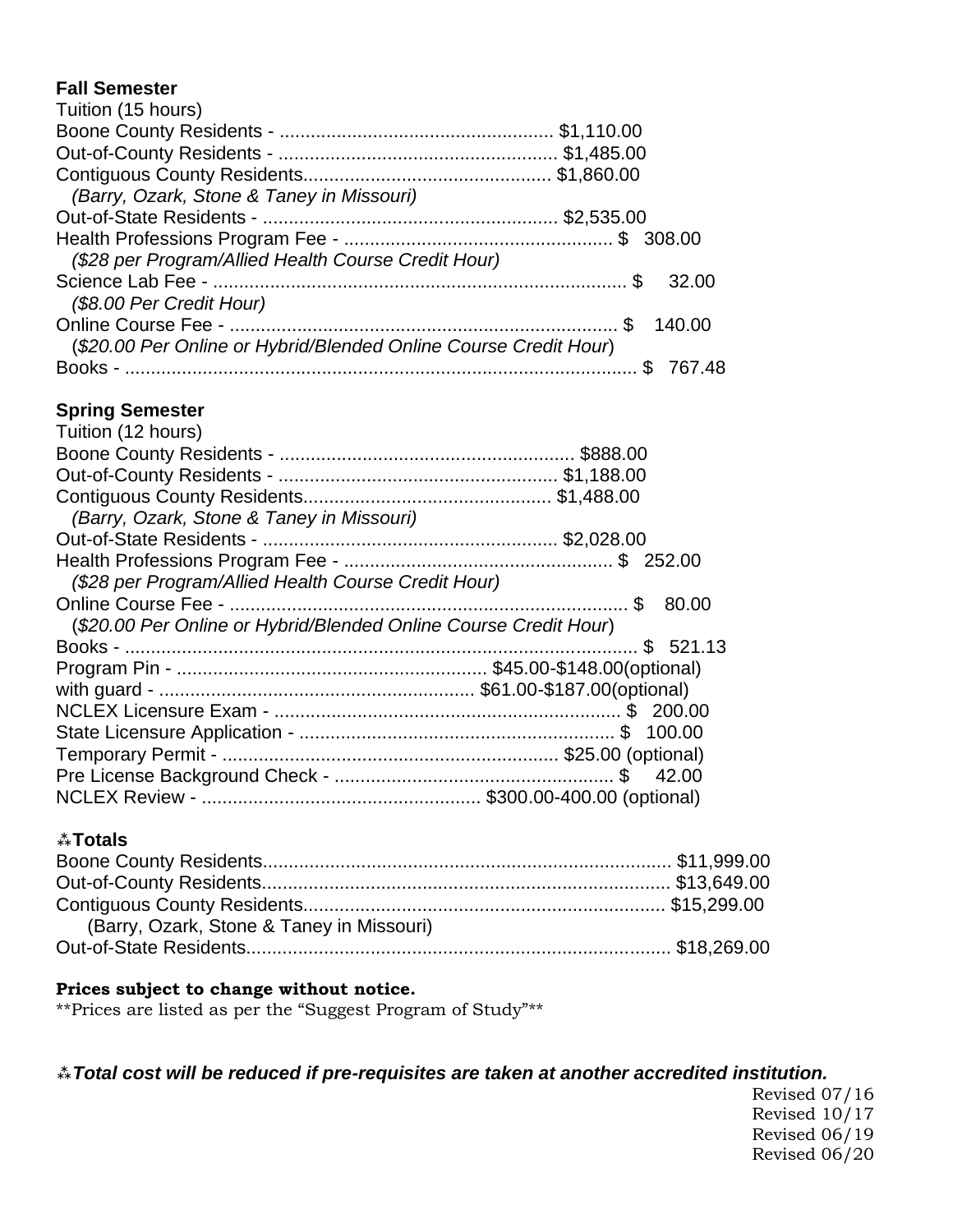**Fall Semester**

Tuition (15 hours)

Boone County Residents - .................................................... $1,110.00

Out-of-County Residents - ..................................................... $1,485.00

Contiguous County Residents............................................... $1,860.00

*(Barry, Ozark, Stone & Taney in Missouri)*

Out-of-State Residents - ........................................................ $2,535.00

Health Professions Program Fee - ................................................... $ 308.00

*($28 per Program/Allied Health Course Credit Hour)*

Science Lab Fee - ................................................................................ $ 32.00

*($8.00 Per Credit Hour)*

Online Course Fee - ........................................................................... $ 140.00

(*$20.00 Per Online or Hybrid/Blended Online Course Credit Hour*)

Books - .................................................................................................. $ 767.48

**Spring Semester**

Tuition (12 hours)

Boone County Residents - ........................................................ $888.00

Out-of-County Residents - ..................................................... $1,188.00

Contiguous County Residents............................................... $1,488.00

*(Barry, Ozark, Stone & Taney in Missouri)*

Out-of-State Residents - ........................................................ $2,028.00

Health Professions Program Fee - ................................................... $ 252.00

*($28 per Program/Allied Health Course Credit Hour)*

Online Course Fee - ............................................................................ $ 80.00

(*$20.00 Per Online or Hybrid/Blended Online Course Credit Hour*)

Books - .................................................................................................. $ 521.13

Program Pin - ........................................................... $45.00-$148.00(optional)

with guard - ............................................................ $61.00-$187.00(optional)

NCLEX Licensure Exam - .................................................................. $ 200.00

State Licensure Application - ............................................................. $ 100.00

Temporary Permit - ................................................................ $25.00 (optional)

Pre License Background Check - ...................................................... $ 42.00

NCLEX Review - ..................................................... $300.00-400.00 (optional)

**⁂Totals**

Boone County Residents.............................................................................. $11,999.00

Out-of-County Residents.............................................................................. $13,649.00

Contiguous County Residents..................................................................... $15,299.00

(Barry, Ozark, Stone & Taney in Missouri)

Out-of-State Residents................................................................................. $18,269.00

**Prices subject to change without notice.**

**Prices are listed as per the "Suggest Program of Study"**

***⁂Total cost will be reduced if pre-requisites are taken at another accredited institution.***

Revised 07/16

Revised 10/17

Revised 06/19

Revised 06/20